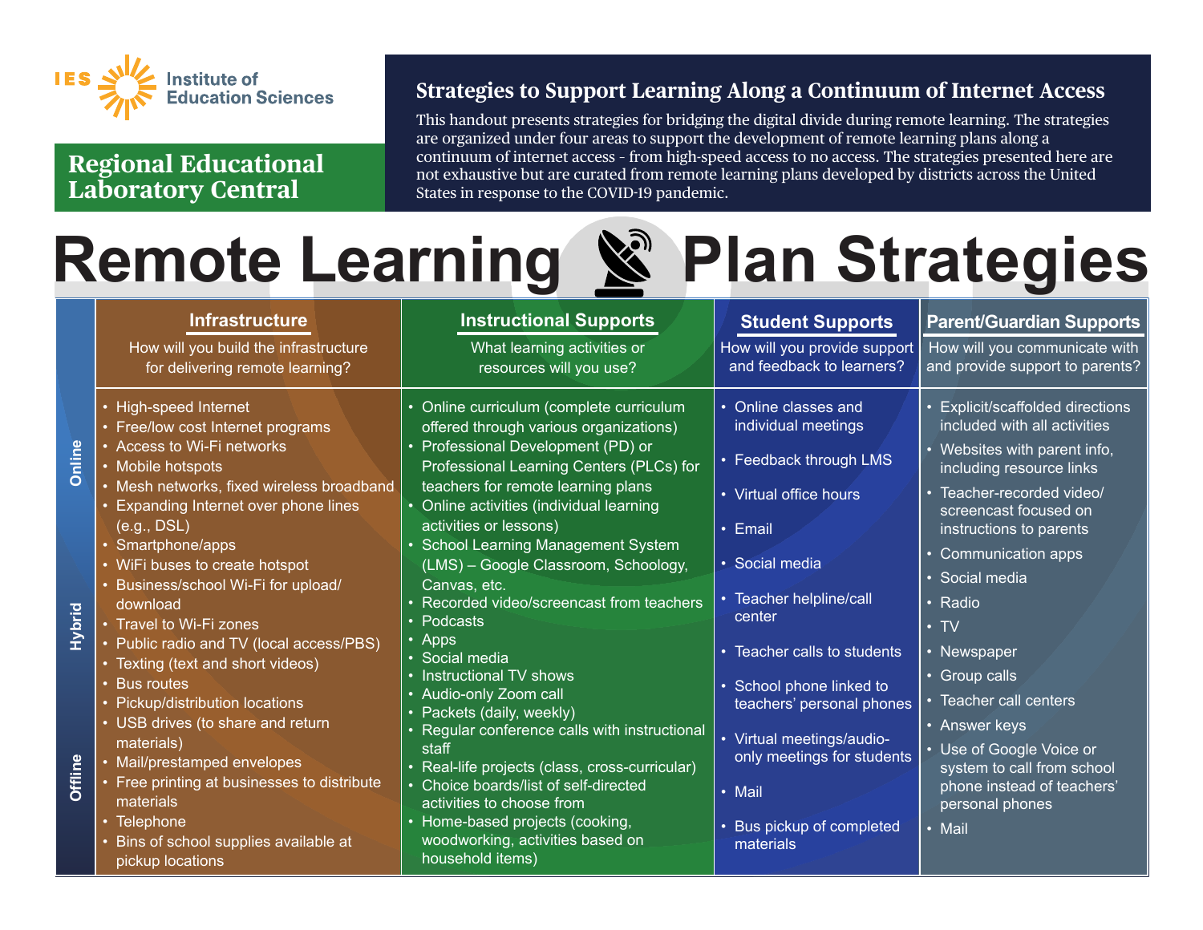IES Institute of Education Sciences

**Regional Educational Laboratory Central**

## Strategies to Support Learning Along a Continuum of Internet Access

This handout presents strategies for bridging the digital divide during remote learning. The strategies are organized under four areas to support the development of remote learning plans along a continuum of internet access - from high-speed access to no access. The strategies presented here are not exhaustive but are curated from remote learning plans developed by districts across the United States in response to the COVID-19 pandemic.

# Remote Learning Plan Strategies

Continuum (top to bottom): Online → Hybrid → Offline

| Infrastructure | Instructional Supports | Student Supports | Parent/Guardian Supports |
|---|---|---|---|
| How will you build the infrastructure for delivering remote learning? | What learning activities or resources will you use? | How will you provide support and feedback to learners? | How will you communicate with and provide support to parents? |
| • High-speed Internet<br>• Free/low cost Internet programs<br>• Access to Wi-Fi networks<br>• Mobile hotspots<br>• Mesh networks, fixed wireless broadband<br>• Expanding Internet over phone lines (e.g., DSL)<br>• Smartphone/apps<br>• WiFi buses to create hotspot<br>• Business/school Wi-Fi for upload/download<br>• Travel to Wi-Fi zones<br>• Public radio and TV (local access/PBS)<br>• Texting (text and short videos)<br>• Bus routes<br>• Pickup/distribution locations<br>• USB drives (to share and return materials)<br>• Mail/prestamped envelopes<br>• Free printing at businesses to distribute materials<br>• Telephone<br>• Bins of school supplies available at pickup locations | • Online curriculum (complete curriculum offered through various organizations)<br>• Professional Development (PD) or Professional Learning Centers (PLCs) for teachers for remote learning plans<br>• Online activities (individual learning activities or lessons)<br>• School Learning Management System (LMS) – Google Classroom, Schoology, Canvas, etc.<br>• Recorded video/screencast from teachers<br>• Podcasts<br>• Apps<br>• Social media<br>• Instructional TV shows<br>• Audio-only Zoom call<br>• Packets (daily, weekly)<br>• Regular conference calls with instructional staff<br>• Real-life projects (class, cross-curricular)<br>• Choice boards/list of self-directed activities to choose from<br>• Home-based projects (cooking, woodworking, activities based on household items) | • Online classes and individual meetings<br>• Feedback through LMS<br>• Virtual office hours<br>• Email<br>• Social media<br>• Teacher helpline/call center<br>• Teacher calls to students<br>• School phone linked to teachers' personal phones<br>• Virtual meetings/audio-only meetings for students<br>• Mail<br>• Bus pickup of completed materials | • Explicit/scaffolded directions included with all activities<br>• Websites with parent info, including resource links<br>• Teacher-recorded video/screencast focused on instructions to parents<br>• Communication apps<br>• Social media<br>• Radio<br>• TV<br>• Newspaper<br>• Group calls<br>• Teacher call centers<br>• Answer keys<br>• Use of Google Voice or system to call from school phone instead of teachers' personal phones<br>• Mail |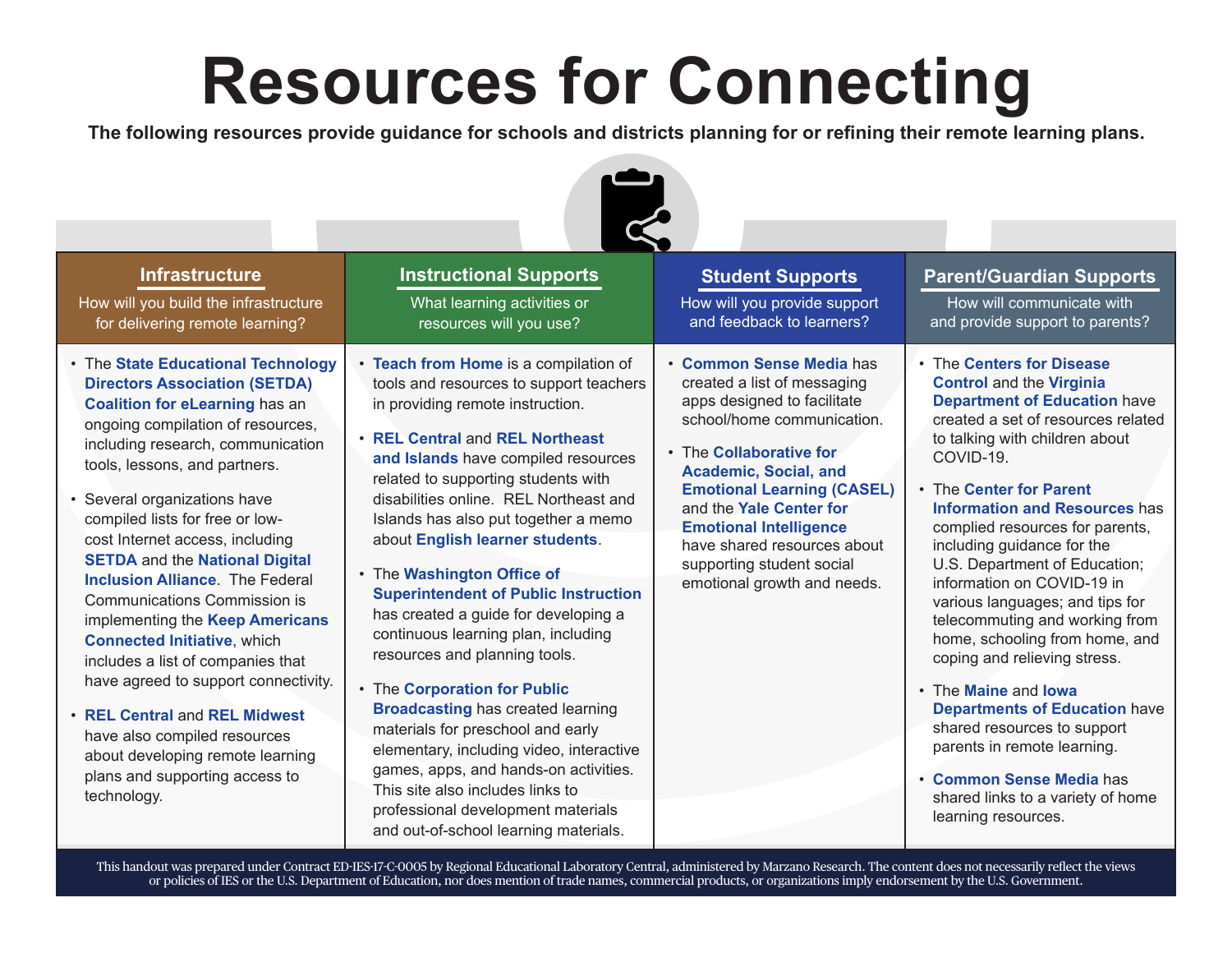# Resources for Connecting

**The following resources provide guidance for schools and districts planning for or refining their remote learning plans.**

## Infrastructure

How will you build the infrastructure for delivering remote learning?

- The **State Educational Technology Directors Association (SETDA) Coalition for eLearning** has an ongoing compilation of resources, including research, communication tools, lessons, and partners.
- Several organizations have compiled lists for free or low-cost Internet access, including **SETDA** and the **National Digital Inclusion Alliance**. The Federal Communications Commission is implementing the **Keep Americans Connected Initiative**, which includes a list of companies that have agreed to support connectivity.
- **REL Central** and **REL Midwest** have also compiled resources about developing remote learning plans and supporting access to technology.

## Instructional Supports

What learning activities or resources will you use?

- **Teach from Home** is a compilation of tools and resources to support teachers in providing remote instruction.
- **REL Central** and **REL Northeast and Islands** have compiled resources related to supporting students with disabilities online. REL Northeast and Islands has also put together a memo about **English learner students**.
- The **Washington Office of Superintendent of Public Instruction** has created a guide for developing a continuous learning plan, including resources and planning tools.
- The **Corporation for Public Broadcasting** has created learning materials for preschool and early elementary, including video, interactive games, apps, and hands-on activities. This site also includes links to professional development materials and out-of-school learning materials.

## Student Supports

How will you provide support and feedback to learners?

- **Common Sense Media** has created a list of messaging apps designed to facilitate school/home communication.
- The **Collaborative for Academic, Social, and Emotional Learning (CASEL)** and the **Yale Center for Emotional Intelligence** have shared resources about supporting student social emotional growth and needs.

## Parent/Guardian Supports

How will communicate with and provide support to parents?

- The **Centers for Disease Control** and the **Virginia Department of Education** have created a set of resources related to talking with children about COVID-19.
- The **Center for Parent Information and Resources** has complied resources for parents, including guidance for the U.S. Department of Education; information on COVID-19 in various languages; and tips for telecommuting and working from home, schooling from home, and coping and relieving stress.
- The **Maine** and **Iowa Departments of Education** have shared resources to support parents in remote learning.
- **Common Sense Media** has shared links to a variety of home learning resources.

This handout was prepared under Contract ED-IES-17-C-0005 by Regional Educational Laboratory Central, administered by Marzano Research. The content does not necessarily reflect the views or policies of IES or the U.S. Department of Education, nor does mention of trade names, commercial products, or organizations imply endorsement by the U.S. Government.